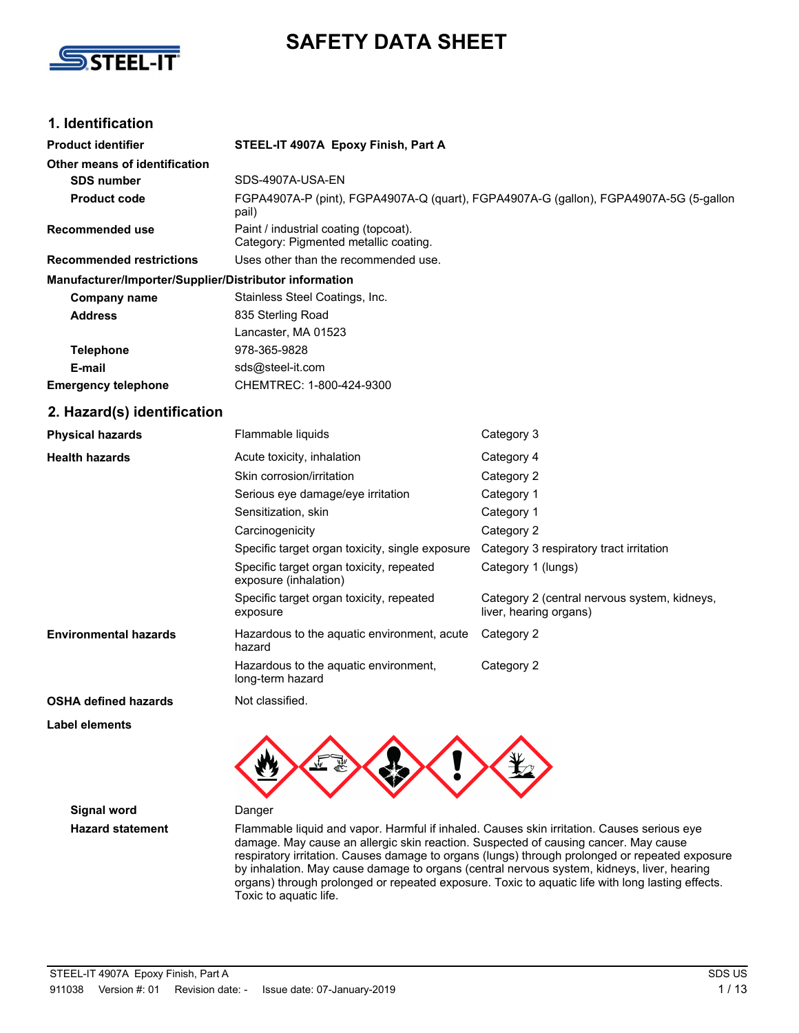# SAFETY DATA SHEET

## 1. Identification

| | |
|---|---|
| **Product identifier** | **STEEL-IT 4907A Epoxy Finish, Part A** |
| **Other means of identification** | |
| **SDS number** | SDS-4907A-USA-EN |
| **Product code** | FGPA4907A-P (pint), FGPA4907A-Q (quart), FGPA4907A-G (gallon), FGPA4907A-5G (5-gallon pail) |
| **Recommended use** | Paint / industrial coating (topcoat). Category: Pigmented metallic coating. |
| **Recommended restrictions** | Uses other than the recommended use. |
| **Manufacturer/Importer/Supplier/Distributor information** | |
| **Company name** | Stainless Steel Coatings, Inc. |
| **Address** | 835 Sterling Road<br>Lancaster, MA 01523 |
| **Telephone** | 978-365-9828 |
| **E-mail** | sds@steel-it.com |
| **Emergency telephone** | CHEMTREC: 1-800-424-9300 |

## 2. Hazard(s) identification

| | | |
|---|---|---|
| **Physical hazards** | Flammable liquids | Category 3 |
| **Health hazards** | Acute toxicity, inhalation | Category 4 |
| | Skin corrosion/irritation | Category 2 |
| | Serious eye damage/eye irritation | Category 1 |
| | Sensitization, skin | Category 1 |
| | Carcinogenicity | Category 2 |
| | Specific target organ toxicity, single exposure | Category 3 respiratory tract irritation |
| | Specific target organ toxicity, repeated exposure (inhalation) | Category 1 (lungs) |
| | Specific target organ toxicity, repeated exposure | Category 2 (central nervous system, kidneys, liver, hearing organs) |
| **Environmental hazards** | Hazardous to the aquatic environment, acute hazard | Category 2 |
| | Hazardous to the aquatic environment, long-term hazard | Category 2 |
| **OSHA defined hazards** | Not classified. | |

**Label elements**

| | |
|---|---|
| **Signal word** | Danger |
| **Hazard statement** | Flammable liquid and vapor. Harmful if inhaled. Causes skin irritation. Causes serious eye damage. May cause an allergic skin reaction. Suspected of causing cancer. May cause respiratory irritation. Causes damage to organs (lungs) through prolonged or repeated exposure by inhalation. May cause damage to organs (central nervous system, kidneys, liver, hearing organs) through prolonged or repeated exposure. Toxic to aquatic life with long lasting effects. Toxic to aquatic life. |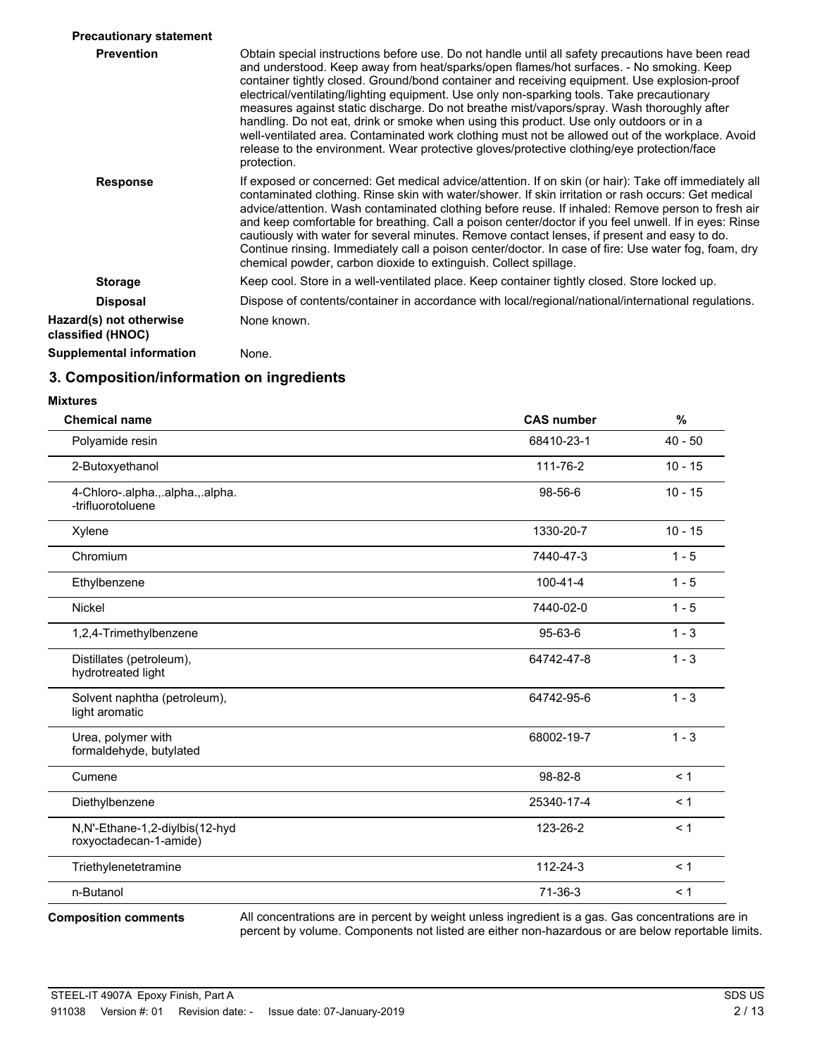**Precautionary statement**

**Prevention** Obtain special instructions before use. Do not handle until all safety precautions have been read and understood. Keep away from heat/sparks/open flames/hot surfaces. - No smoking. Keep container tightly closed. Ground/bond container and receiving equipment. Use explosion-proof electrical/ventilating/lighting equipment. Use only non-sparking tools. Take precautionary measures against static discharge. Do not breathe mist/vapors/spray. Wash thoroughly after handling. Do not eat, drink or smoke when using this product. Use only outdoors or in a well-ventilated area. Contaminated work clothing must not be allowed out of the workplace. Avoid release to the environment. Wear protective gloves/protective clothing/eye protection/face protection.

**Response** If exposed or concerned: Get medical advice/attention. If on skin (or hair): Take off immediately all contaminated clothing. Rinse skin with water/shower. If skin irritation or rash occurs: Get medical advice/attention. Wash contaminated clothing before reuse. If inhaled: Remove person to fresh air and keep comfortable for breathing. Call a poison center/doctor if you feel unwell. If in eyes: Rinse cautiously with water for several minutes. Remove contact lenses, if present and easy to do. Continue rinsing. Immediately call a poison center/doctor. In case of fire: Use water fog, foam, dry chemical powder, carbon dioxide to extinguish. Collect spillage.

**Storage** Keep cool. Store in a well-ventilated place. Keep container tightly closed. Store locked up.

**Disposal** Dispose of contents/container in accordance with local/regional/national/international regulations.

**Hazard(s) not otherwise classified (HNOC)** None known.

**Supplemental information** None.

## 3. Composition/information on ingredients

**Mixtures**

| Chemical name | CAS number | % |
|---|---|---|
| Polyamide resin | 68410-23-1 | 40 - 50 |
| 2-Butoxyethanol | 111-76-2 | 10 - 15 |
| 4-Chloro-.alpha.,.alpha.,.alpha. -trifluorotoluene | 98-56-6 | 10 - 15 |
| Xylene | 1330-20-7 | 10 - 15 |
| Chromium | 7440-47-3 | 1 - 5 |
| Ethylbenzene | 100-41-4 | 1 - 5 |
| Nickel | 7440-02-0 | 1 - 5 |
| 1,2,4-Trimethylbenzene | 95-63-6 | 1 - 3 |
| Distillates (petroleum), hydrotreated light | 64742-47-8 | 1 - 3 |
| Solvent naphtha (petroleum), light aromatic | 64742-95-6 | 1 - 3 |
| Urea, polymer with formaldehyde, butylated | 68002-19-7 | 1 - 3 |
| Cumene | 98-82-8 | < 1 |
| Diethylbenzene | 25340-17-4 | < 1 |
| N,N'-Ethane-1,2-diylbis(12-hydroxyoctadecan-1-amide) | 123-26-2 | < 1 |
| Triethylenetetramine | 112-24-3 | < 1 |
| n-Butanol | 71-36-3 | < 1 |

**Composition comments** All concentrations are in percent by weight unless ingredient is a gas. Gas concentrations are in percent by volume. Components not listed are either non-hazardous or are below reportable limits.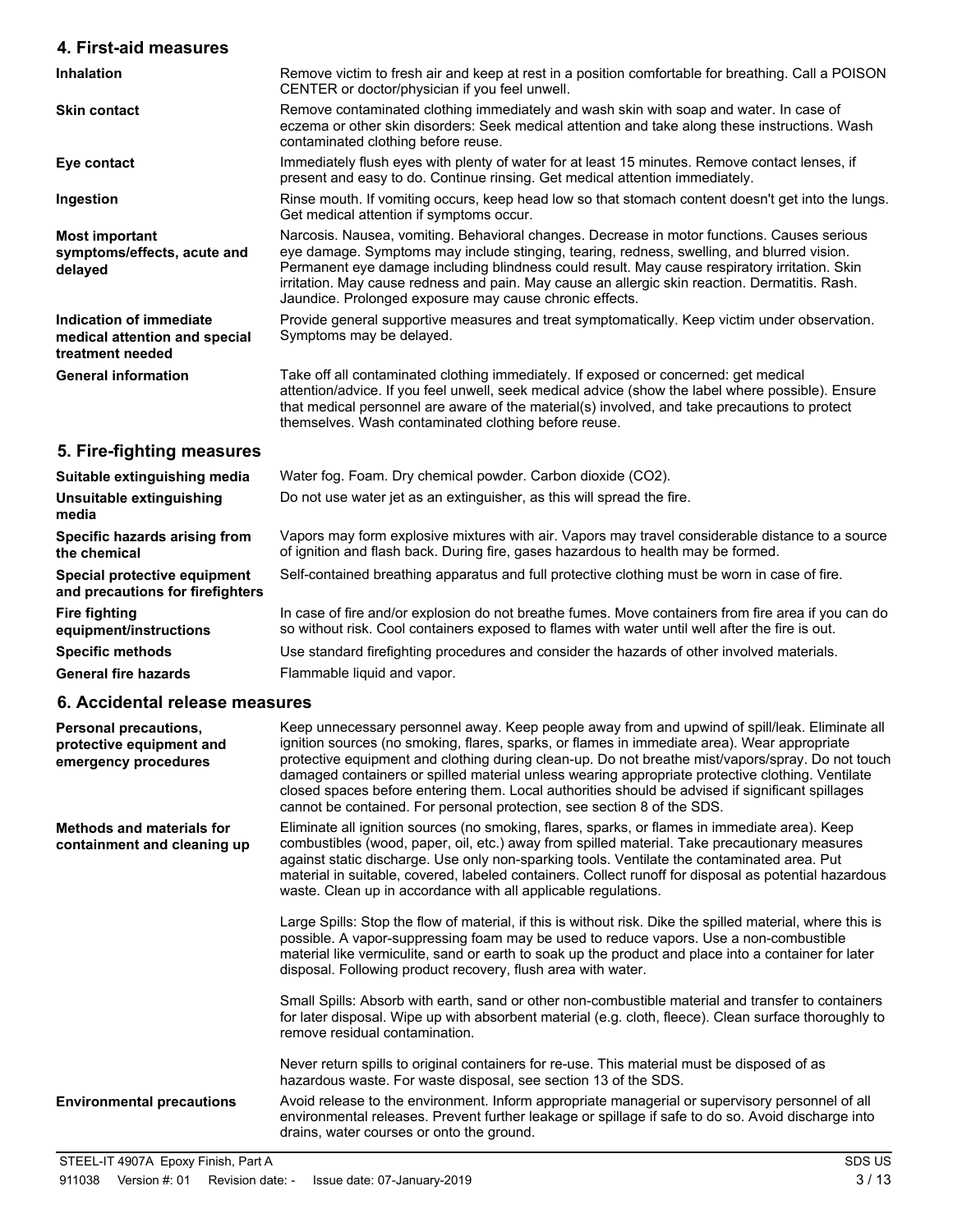## 4. First-aid measures

| | |
|---|---|
| **Inhalation** | Remove victim to fresh air and keep at rest in a position comfortable for breathing. Call a POISON CENTER or doctor/physician if you feel unwell. |
| **Skin contact** | Remove contaminated clothing immediately and wash skin with soap and water. In case of eczema or other skin disorders: Seek medical attention and take along these instructions. Wash contaminated clothing before reuse. |
| **Eye contact** | Immediately flush eyes with plenty of water for at least 15 minutes. Remove contact lenses, if present and easy to do. Continue rinsing. Get medical attention immediately. |
| **Ingestion** | Rinse mouth. If vomiting occurs, keep head low so that stomach content doesn't get into the lungs. Get medical attention if symptoms occur. |
| **Most important symptoms/effects, acute and delayed** | Narcosis. Nausea, vomiting. Behavioral changes. Decrease in motor functions. Causes serious eye damage. Symptoms may include stinging, tearing, redness, swelling, and blurred vision. Permanent eye damage including blindness could result. May cause respiratory irritation. Skin irritation. May cause redness and pain. May cause an allergic skin reaction. Dermatitis. Rash. Jaundice. Prolonged exposure may cause chronic effects. |
| **Indication of immediate medical attention and special treatment needed** | Provide general supportive measures and treat symptomatically. Keep victim under observation. Symptoms may be delayed. |
| **General information** | Take off all contaminated clothing immediately. If exposed or concerned: get medical attention/advice. If you feel unwell, seek medical advice (show the label where possible). Ensure that medical personnel are aware of the material(s) involved, and take precautions to protect themselves. Wash contaminated clothing before reuse. |

## 5. Fire-fighting measures

| | |
|---|---|
| **Suitable extinguishing media** | Water fog. Foam. Dry chemical powder. Carbon dioxide ($CO_2$). |
| **Unsuitable extinguishing media** | Do not use water jet as an extinguisher, as this will spread the fire. |
| **Specific hazards arising from the chemical** | Vapors may form explosive mixtures with air. Vapors may travel considerable distance to a source of ignition and flash back. During fire, gases hazardous to health may be formed. |
| **Special protective equipment and precautions for firefighters** | Self-contained breathing apparatus and full protective clothing must be worn in case of fire. |
| **Fire fighting equipment/instructions** | In case of fire and/or explosion do not breathe fumes. Move containers from fire area if you can do so without risk. Cool containers exposed to flames with water until well after the fire is out. |
| **Specific methods** | Use standard firefighting procedures and consider the hazards of other involved materials. |
| **General fire hazards** | Flammable liquid and vapor. |

## 6. Accidental release measures

| | |
|---|---|
| **Personal precautions, protective equipment and emergency procedures** | Keep unnecessary personnel away. Keep people away from and upwind of spill/leak. Eliminate all ignition sources (no smoking, flares, sparks, or flames in immediate area). Wear appropriate protective equipment and clothing during clean-up. Do not breathe mist/vapors/spray. Do not touch damaged containers or spilled material unless wearing appropriate protective clothing. Ventilate closed spaces before entering them. Local authorities should be advised if significant spillages cannot be contained. For personal protection, see section 8 of the SDS. |
| **Methods and materials for containment and cleaning up** | Eliminate all ignition sources (no smoking, flares, sparks, or flames in immediate area). Keep combustibles (wood, paper, oil, etc.) away from spilled material. Take precautionary measures against static discharge. Use only non-sparking tools. Ventilate the contaminated area. Put material in suitable, covered, labeled containers. Collect runoff for disposal as potential hazardous waste. Clean up in accordance with all applicable regulations.<br><br>Large Spills: Stop the flow of material, if this is without risk. Dike the spilled material, where this is possible. A vapor-suppressing foam may be used to reduce vapors. Use a non-combustible material like vermiculite, sand or earth to soak up the product and place into a container for later disposal. Following product recovery, flush area with water.<br><br>Small Spills: Absorb with earth, sand or other non-combustible material and transfer to containers for later disposal. Wipe up with absorbent material (e.g. cloth, fleece). Clean surface thoroughly to remove residual contamination.<br><br>Never return spills to original containers for re-use. This material must be disposed of as hazardous waste. For waste disposal, see section 13 of the SDS. |
| **Environmental precautions** | Avoid release to the environment. Inform appropriate managerial or supervisory personnel of all environmental releases. Prevent further leakage or spillage if safe to do so. Avoid discharge into drains, water courses or onto the ground. |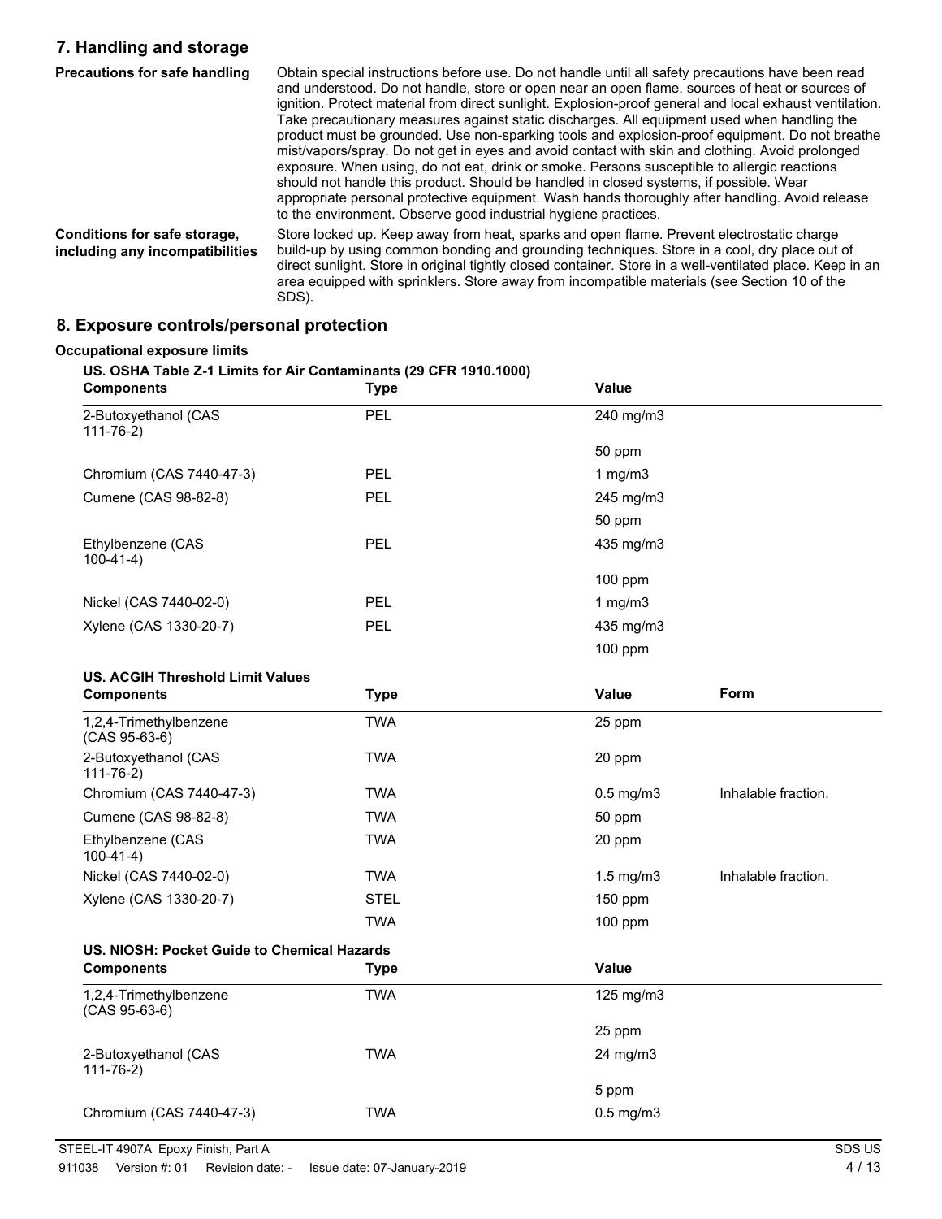## 7. Handling and storage

**Precautions for safe handling**

Obtain special instructions before use. Do not handle until all safety precautions have been read and understood. Do not handle, store or open near an open flame, sources of heat or sources of ignition. Protect material from direct sunlight. Explosion-proof general and local exhaust ventilation. Take precautionary measures against static discharges. All equipment used when handling the product must be grounded. Use non-sparking tools and explosion-proof equipment. Do not breathe mist/vapors/spray. Do not get in eyes and avoid contact with skin and clothing. Avoid prolonged exposure. When using, do not eat, drink or smoke. Persons susceptible to allergic reactions should not handle this product. Should be handled in closed systems, if possible. Wear appropriate personal protective equipment. Wash hands thoroughly after handling. Avoid release to the environment. Observe good industrial hygiene practices.

**Conditions for safe storage, including any incompatibilities**

Store locked up. Keep away from heat, sparks and open flame. Prevent electrostatic charge build-up by using common bonding and grounding techniques. Store in a cool, dry place out of direct sunlight. Store in original tightly closed container. Store in a well-ventilated place. Keep in an area equipped with sprinklers. Store away from incompatible materials (see Section 10 of the SDS).

## 8. Exposure controls/personal protection

**Occupational exposure limits**

**US. OSHA Table Z-1 Limits for Air Contaminants (29 CFR 1910.1000)**

| Components | Type | Value |
|---|---|---|
| 2-Butoxyethanol (CAS 111-76-2) | PEL | 240 mg/m3 |
| | | 50 ppm |
| Chromium (CAS 7440-47-3) | PEL | 1 mg/m3 |
| Cumene (CAS 98-82-8) | PEL | 245 mg/m3 |
| | | 50 ppm |
| Ethylbenzene (CAS 100-41-4) | PEL | 435 mg/m3 |
| | | 100 ppm |
| Nickel (CAS 7440-02-0) | PEL | 1 mg/m3 |
| Xylene (CAS 1330-20-7) | PEL | 435 mg/m3 |
| | | 100 ppm |

**US. ACGIH Threshold Limit Values**

| Components | Type | Value | Form |
|---|---|---|---|
| 1,2,4-Trimethylbenzene (CAS 95-63-6) | TWA | 25 ppm | |
| 2-Butoxyethanol (CAS 111-76-2) | TWA | 20 ppm | |
| Chromium (CAS 7440-47-3) | TWA | 0.5 mg/m3 | Inhalable fraction. |
| Cumene (CAS 98-82-8) | TWA | 50 ppm | |
| Ethylbenzene (CAS 100-41-4) | TWA | 20 ppm | |
| Nickel (CAS 7440-02-0) | TWA | 1.5 mg/m3 | Inhalable fraction. |
| Xylene (CAS 1330-20-7) | STEL | 150 ppm | |
| | TWA | 100 ppm | |

**US. NIOSH: Pocket Guide to Chemical Hazards**

| Components | Type | Value |
|---|---|---|
| 1,2,4-Trimethylbenzene (CAS 95-63-6) | TWA | 125 mg/m3 |
| | | 25 ppm |
| 2-Butoxyethanol (CAS 111-76-2) | TWA | 24 mg/m3 |
| | | 5 ppm |
| Chromium (CAS 7440-47-3) | TWA | 0.5 mg/m3 |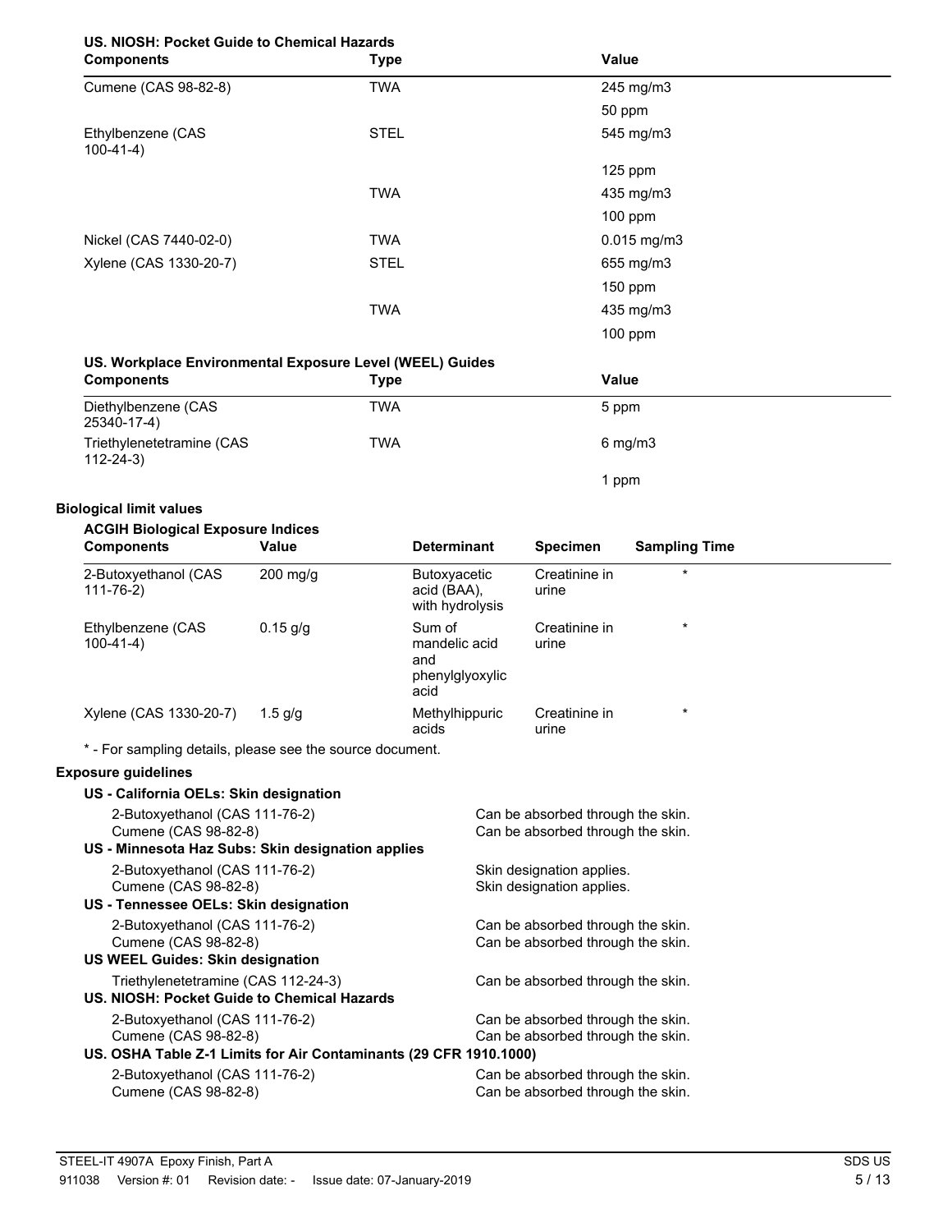**US. NIOSH: Pocket Guide to Chemical Hazards**

| Components | Type | Value |
| --- | --- | --- |
| Cumene (CAS 98-82-8) | TWA | 245 mg/m3 |
| | | 50 ppm |
| Ethylbenzene (CAS 100-41-4) | STEL | 545 mg/m3 |
| | | 125 ppm |
| | TWA | 435 mg/m3 |
| | | 100 ppm |
| Nickel (CAS 7440-02-0) | TWA | 0.015 mg/m3 |
| Xylene (CAS 1330-20-7) | STEL | 655 mg/m3 |
| | | 150 ppm |
| | TWA | 435 mg/m3 |
| | | 100 ppm |

**US. Workplace Environmental Exposure Level (WEEL) Guides**

| Components | Type | Value |
| --- | --- | --- |
| Diethylbenzene (CAS 25340-17-4) | TWA | 5 ppm |
| Triethylenetetramine (CAS 112-24-3) | TWA | 6 mg/m3 |
| | | 1 ppm |

**Biological limit values**

**ACGIH Biological Exposure Indices**

| Components | Value | Determinant | Specimen | Sampling Time |
| --- | --- | --- | --- | --- |
| 2-Butoxyethanol (CAS 111-76-2) | 200 mg/g | Butoxyacetic acid (BAA), with hydrolysis | Creatinine in urine | * |
| Ethylbenzene (CAS 100-41-4) | 0.15 g/g | Sum of mandelic acid and phenylglyoxylic acid | Creatinine in urine | * |
| Xylene (CAS 1330-20-7) | 1.5 g/g | Methylhippuric acids | Creatinine in urine | * |

* - For sampling details, please see the source document.

**Exposure guidelines**

**US - California OELs: Skin designation**

| | |
| --- | --- |
| 2-Butoxyethanol (CAS 111-76-2) | Can be absorbed through the skin. |
| Cumene (CAS 98-82-8) | Can be absorbed through the skin. |

**US - Minnesota Haz Subs: Skin designation applies**

| | |
| --- | --- |
| 2-Butoxyethanol (CAS 111-76-2) | Skin designation applies. |
| Cumene (CAS 98-82-8) | Skin designation applies. |

**US - Tennessee OELs: Skin designation**

| | |
| --- | --- |
| 2-Butoxyethanol (CAS 111-76-2) | Can be absorbed through the skin. |
| Cumene (CAS 98-82-8) | Can be absorbed through the skin. |

**US WEEL Guides: Skin designation**

| | |
| --- | --- |
| Triethylenetetramine (CAS 112-24-3) | Can be absorbed through the skin. |

**US. NIOSH: Pocket Guide to Chemical Hazards**

| | |
| --- | --- |
| 2-Butoxyethanol (CAS 111-76-2) | Can be absorbed through the skin. |
| Cumene (CAS 98-82-8) | Can be absorbed through the skin. |

**US. OSHA Table Z-1 Limits for Air Contaminants (29 CFR 1910.1000)**

| | |
| --- | --- |
| 2-Butoxyethanol (CAS 111-76-2) | Can be absorbed through the skin. |
| Cumene (CAS 98-82-8) | Can be absorbed through the skin. |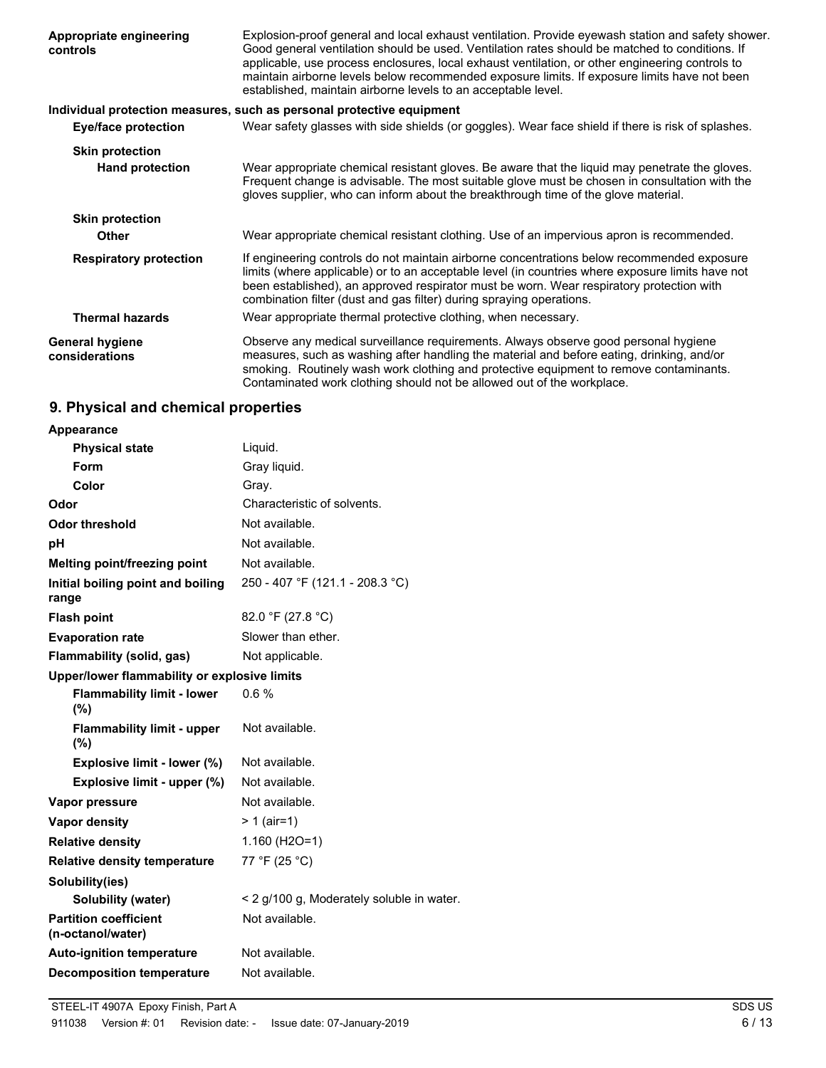| | |
|---|---|
| **Appropriate engineering controls** | Explosion-proof general and local exhaust ventilation. Provide eyewash station and safety shower. Good general ventilation should be used. Ventilation rates should be matched to conditions. If applicable, use process enclosures, local exhaust ventilation, or other engineering controls to maintain airborne levels below recommended exposure limits. If exposure limits have not been established, maintain airborne levels to an acceptable level. |

**Individual protection measures, such as personal protective equipment**

| | |
|---|---|
| **Eye/face protection** | Wear safety glasses with side shields (or goggles). Wear face shield if there is risk of splashes. |
| **Skin protection** | |
| **Hand protection** | Wear appropriate chemical resistant gloves. Be aware that the liquid may penetrate the gloves. Frequent change is advisable. The most suitable glove must be chosen in consultation with the gloves supplier, who can inform about the breakthrough time of the glove material. |
| **Skin protection** | |
| **Other** | Wear appropriate chemical resistant clothing. Use of an impervious apron is recommended. |
| **Respiratory protection** | If engineering controls do not maintain airborne concentrations below recommended exposure limits (where applicable) or to an acceptable level (in countries where exposure limits have not been established), an approved respirator must be worn. Wear respiratory protection with combination filter (dust and gas filter) during spraying operations. |
| **Thermal hazards** | Wear appropriate thermal protective clothing, when necessary. |
| **General hygiene considerations** | Observe any medical surveillance requirements. Always observe good personal hygiene measures, such as washing after handling the material and before eating, drinking, and/or smoking. Routinely wash work clothing and protective equipment to remove contaminants. Contaminated work clothing should not be allowed out of the workplace. |

## 9. Physical and chemical properties

| | |
|---|---|
| **Appearance** | |
| **Physical state** | Liquid. |
| **Form** | Gray liquid. |
| **Color** | Gray. |
| **Odor** | Characteristic of solvents. |
| **Odor threshold** | Not available. |
| **pH** | Not available. |
| **Melting point/freezing point** | Not available. |
| **Initial boiling point and boiling range** | 250 - 407 °F (121.1 - 208.3 °C) |
| **Flash point** | 82.0 °F (27.8 °C) |
| **Evaporation rate** | Slower than ether. |
| **Flammability (solid, gas)** | Not applicable. |
| **Upper/lower flammability or explosive limits** | |
| **Flammability limit - lower (%)** | 0.6 % |
| **Flammability limit - upper (%)** | Not available. |
| **Explosive limit - lower (%)** | Not available. |
| **Explosive limit - upper (%)** | Not available. |
| **Vapor pressure** | Not available. |
| **Vapor density** | > 1 (air=1) |
| **Relative density** | 1.160 (H2O=1) |
| **Relative density temperature** | 77 °F (25 °C) |
| **Solubility(ies)** | |
| **Solubility (water)** | < 2 g/100 g, Moderately soluble in water. |
| **Partition coefficient (n-octanol/water)** | Not available. |
| **Auto-ignition temperature** | Not available. |
| **Decomposition temperature** | Not available. |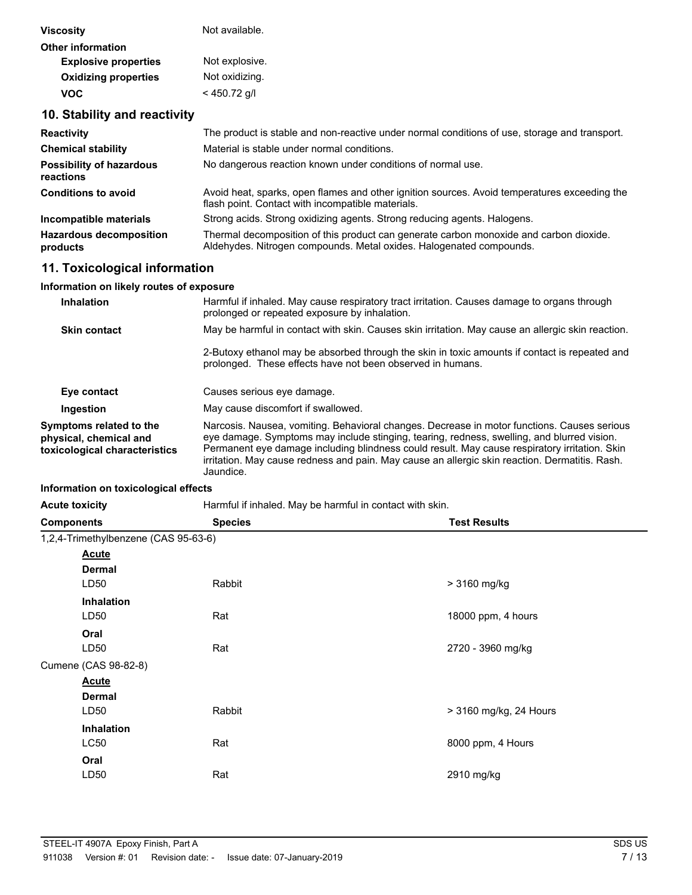| | |
|---|---|
| **Viscosity** | Not available. |
| **Other information** | |
| **Explosive properties** | Not explosive. |
| **Oxidizing properties** | Not oxidizing. |
| **VOC** | < 450.72 g/l |

## 10. Stability and reactivity

| | |
|---|---|
| **Reactivity** | The product is stable and non-reactive under normal conditions of use, storage and transport. |
| **Chemical stability** | Material is stable under normal conditions. |
| **Possibility of hazardous reactions** | No dangerous reaction known under conditions of normal use. |
| **Conditions to avoid** | Avoid heat, sparks, open flames and other ignition sources. Avoid temperatures exceeding the flash point. Contact with incompatible materials. |
| **Incompatible materials** | Strong acids. Strong oxidizing agents. Strong reducing agents. Halogens. |
| **Hazardous decomposition products** | Thermal decomposition of this product can generate carbon monoxide and carbon dioxide. Aldehydes. Nitrogen compounds. Metal oxides. Halogenated compounds. |

## 11. Toxicological information

**Information on likely routes of exposure**

| | |
|---|---|
| **Inhalation** | Harmful if inhaled. May cause respiratory tract irritation. Causes damage to organs through prolonged or repeated exposure by inhalation. |
| **Skin contact** | May be harmful in contact with skin. Causes skin irritation. May cause an allergic skin reaction.<br><br>2-Butoxy ethanol may be absorbed through the skin in toxic amounts if contact is repeated and prolonged. These effects have not been observed in humans. |
| **Eye contact** | Causes serious eye damage. |
| **Ingestion** | May cause discomfort if swallowed. |
| **Symptoms related to the physical, chemical and toxicological characteristics** | Narcosis. Nausea, vomiting. Behavioral changes. Decrease in motor functions. Causes serious eye damage. Symptoms may include stinging, tearing, redness, swelling, and blurred vision. Permanent eye damage including blindness could result. May cause respiratory irritation. Skin irritation. May cause redness and pain. May cause an allergic skin reaction. Dermatitis. Rash. Jaundice. |

**Information on toxicological effects**

**Acute toxicity** Harmful if inhaled. May be harmful in contact with skin.

| Components | Species | Test Results |
|---|---|---|
| 1,2,4-Trimethylbenzene (CAS 95-63-6) | | |
| ***Acute*** | | |
| **Dermal** | | |
| LD50 | Rabbit | > 3160 mg/kg |
| **Inhalation** | | |
| LD50 | Rat | 18000 ppm, 4 hours |
| **Oral** | | |
| LD50 | Rat | 2720 - 3960 mg/kg |
| Cumene (CAS 98-82-8) | | |
| ***Acute*** | | |
| **Dermal** | | |
| LD50 | Rabbit | > 3160 mg/kg, 24 Hours |
| **Inhalation** | | |
| LC50 | Rat | 8000 ppm, 4 Hours |
| **Oral** | | |
| LD50 | Rat | 2910 mg/kg |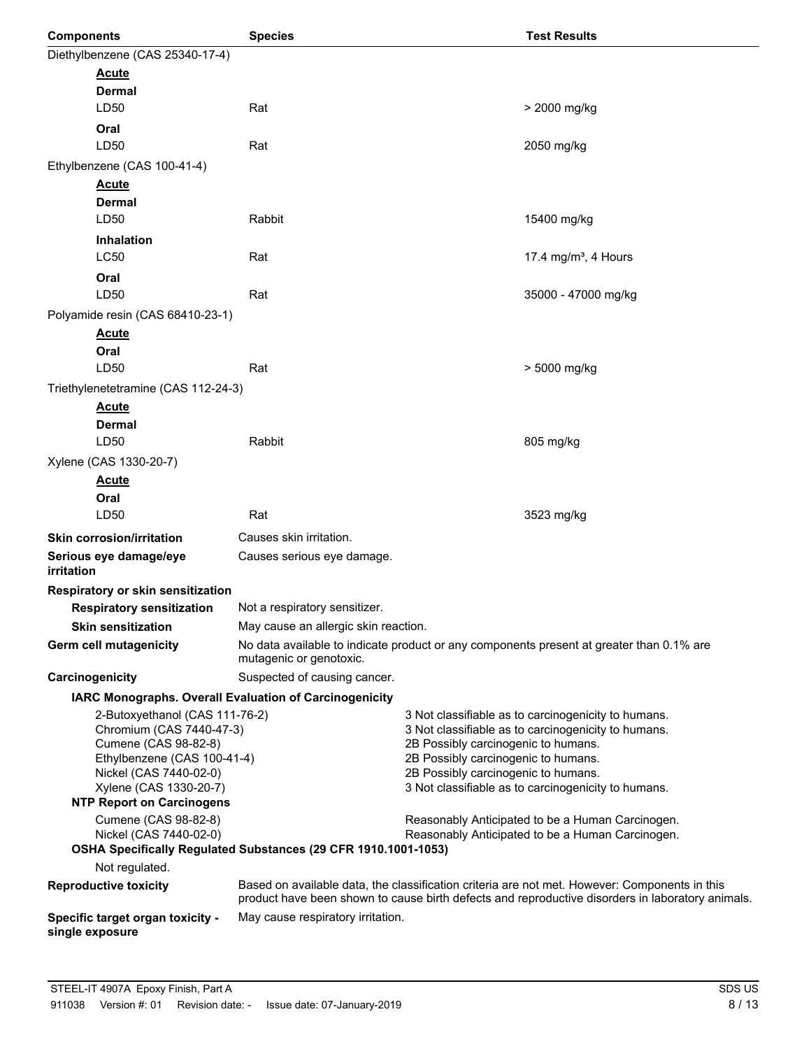| Components | Species | Test Results |
|---|---|---|
| Diethylbenzene (CAS 25340-17-4) | | |
| **Acute** | | |
| **Dermal** | | |
| LD50 | Rat | > 2000 mg/kg |
| **Oral** | | |
| LD50 | Rat | 2050 mg/kg |
| Ethylbenzene (CAS 100-41-4) | | |
| **Acute** | | |
| **Dermal** | | |
| LD50 | Rabbit | 15400 mg/kg |
| **Inhalation** | | |
| LC50 | Rat | 17.4 mg/m³, 4 Hours |
| **Oral** | | |
| LD50 | Rat | 35000 - 47000 mg/kg |
| Polyamide resin (CAS 68410-23-1) | | |
| **Acute** | | |
| **Oral** | | |
| LD50 | Rat | > 5000 mg/kg |
| Triethylenetetramine (CAS 112-24-3) | | |
| **Acute** | | |
| **Dermal** | | |
| LD50 | Rabbit | 805 mg/kg |
| Xylene (CAS 1330-20-7) | | |
| **Acute** | | |
| **Oral** | | |
| LD50 | Rat | 3523 mg/kg |

**Skin corrosion/irritation** Causes skin irritation.

**Serious eye damage/eye irritation** Causes serious eye damage.

**Respiratory or skin sensitization**

**Respiratory sensitization** Not a respiratory sensitizer.

**Skin sensitization** May cause an allergic skin reaction.

**Germ cell mutagenicity** No data available to indicate product or any components present at greater than 0.1% are mutagenic or genotoxic.

**Carcinogenicity** Suspected of causing cancer.

**IARC Monographs. Overall Evaluation of Carcinogenicity**

| | |
|---|---|
| 2-Butoxyethanol (CAS 111-76-2) | 3 Not classifiable as to carcinogenicity to humans. |
| Chromium (CAS 7440-47-3) | 3 Not classifiable as to carcinogenicity to humans. |
| Cumene (CAS 98-82-8) | 2B Possibly carcinogenic to humans. |
| Ethylbenzene (CAS 100-41-4) | 2B Possibly carcinogenic to humans. |
| Nickel (CAS 7440-02-0) | 2B Possibly carcinogenic to humans. |
| Xylene (CAS 1330-20-7) | 3 Not classifiable as to carcinogenicity to humans. |

**NTP Report on Carcinogens**

| | |
|---|---|
| Cumene (CAS 98-82-8) | Reasonably Anticipated to be a Human Carcinogen. |
| Nickel (CAS 7440-02-0) | Reasonably Anticipated to be a Human Carcinogen. |

**OSHA Specifically Regulated Substances (29 CFR 1910.1001-1053)**

Not regulated.

**Reproductive toxicity** Based on available data, the classification criteria are not met. However: Components in this product have been shown to cause birth defects and reproductive disorders in laboratory animals.

**Specific target organ toxicity - single exposure** May cause respiratory irritation.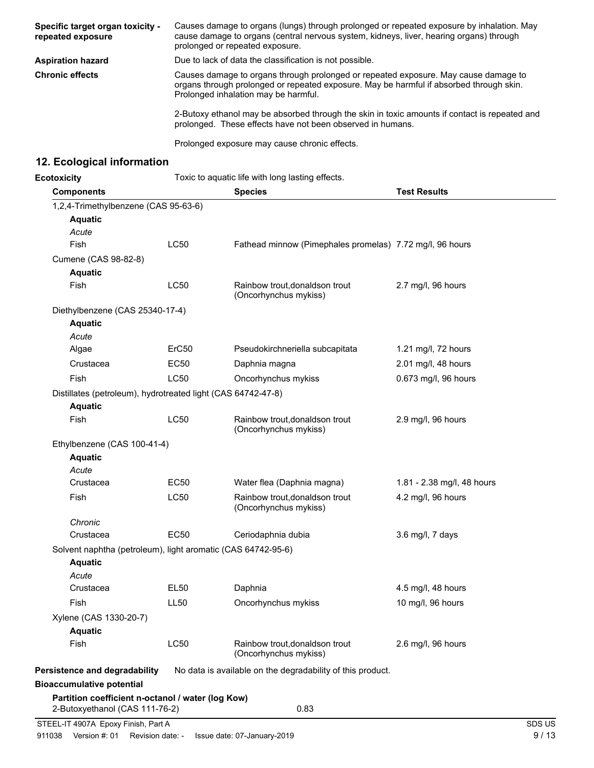| | |
|---|---|
| **Specific target organ toxicity - repeated exposure** | Causes damage to organs (lungs) through prolonged or repeated exposure by inhalation. May cause damage to organs (central nervous system, kidneys, liver, hearing organs) through prolonged or repeated exposure. |
| **Aspiration hazard** | Due to lack of data the classification is not possible. |
| **Chronic effects** | Causes damage to organs through prolonged or repeated exposure. May cause damage to organs through prolonged or repeated exposure. May be harmful if absorbed through skin. Prolonged inhalation may be harmful.<br><br>2-Butoxy ethanol may be absorbed through the skin in toxic amounts if contact is repeated and prolonged. These effects have not been observed in humans.<br><br>Prolonged exposure may cause chronic effects. |

## 12. Ecological information

**Ecotoxicity** Toxic to aquatic life with long lasting effects.

| Components | | Species | Test Results |
|---|---|---|---|
| 1,2,4-Trimethylbenzene (CAS 95-63-6) | | | |
| **Aquatic** | | | |
| *Acute* | | | |
| Fish | LC50 | Fathead minnow (Pimephales promelas) | 7.72 mg/l, 96 hours |
| Cumene (CAS 98-82-8) | | | |
| **Aquatic** | | | |
| Fish | LC50 | Rainbow trout,donaldson trout (Oncorhynchus mykiss) | 2.7 mg/l, 96 hours |
| Diethylbenzene (CAS 25340-17-4) | | | |
| **Aquatic** | | | |
| *Acute* | | | |
| Algae | ErC50 | Pseudokirchneriella subcapitata | 1.21 mg/l, 72 hours |
| Crustacea | EC50 | Daphnia magna | 2.01 mg/l, 48 hours |
| Fish | LC50 | Oncorhynchus mykiss | 0.673 mg/l, 96 hours |
| Distillates (petroleum), hydrotreated light (CAS 64742-47-8) | | | |
| **Aquatic** | | | |
| Fish | LC50 | Rainbow trout,donaldson trout (Oncorhynchus mykiss) | 2.9 mg/l, 96 hours |
| Ethylbenzene (CAS 100-41-4) | | | |
| **Aquatic** | | | |
| *Acute* | | | |
| Crustacea | EC50 | Water flea (Daphnia magna) | 1.81 - 2.38 mg/l, 48 hours |
| Fish | LC50 | Rainbow trout,donaldson trout (Oncorhynchus mykiss) | 4.2 mg/l, 96 hours |
| *Chronic* | | | |
| Crustacea | EC50 | Ceriodaphnia dubia | 3.6 mg/l, 7 days |
| Solvent naphtha (petroleum), light aromatic (CAS 64742-95-6) | | | |
| **Aquatic** | | | |
| *Acute* | | | |
| Crustacea | EL50 | Daphnia | 4.5 mg/l, 48 hours |
| Fish | LL50 | Oncorhynchus mykiss | 10 mg/l, 96 hours |
| Xylene (CAS 1330-20-7) | | | |
| **Aquatic** | | | |
| Fish | LC50 | Rainbow trout,donaldson trout (Oncorhynchus mykiss) | 2.6 mg/l, 96 hours |

**Persistence and degradability** No data is available on the degradability of this product.

**Bioaccumulative potential**

**Partition coefficient n-octanol / water (log Kow)**

2-Butoxyethanol (CAS 111-76-2) 0.83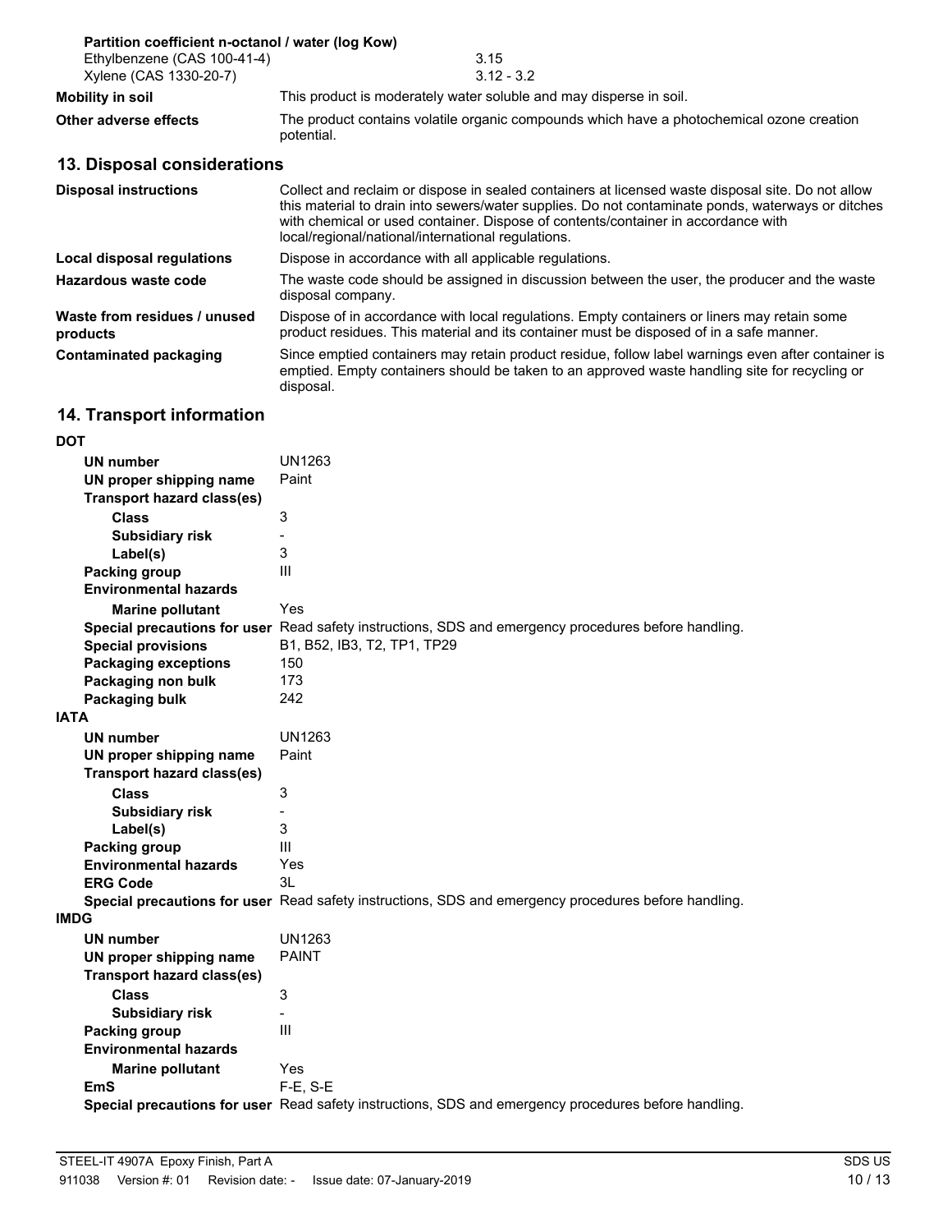**Partition coefficient n-octanol / water (log Kow)**

| | |
|---|---|
| Ethylbenzene (CAS 100-41-4) | 3.15 |
| Xylene (CAS 1330-20-7) | 3.12 - 3.2 |

**Mobility in soil** This product is moderately water soluble and may disperse in soil.

**Other adverse effects** The product contains volatile organic compounds which have a photochemical ozone creation potential.

## 13. Disposal considerations

**Disposal instructions** Collect and reclaim or dispose in sealed containers at licensed waste disposal site. Do not allow this material to drain into sewers/water supplies. Do not contaminate ponds, waterways or ditches with chemical or used container. Dispose of contents/container in accordance with local/regional/national/international regulations.

**Local disposal regulations** Dispose in accordance with all applicable regulations.

**Hazardous waste code** The waste code should be assigned in discussion between the user, the producer and the waste disposal company.

**Waste from residues / unused products** Dispose of in accordance with local regulations. Empty containers or liners may retain some product residues. This material and its container must be disposed of in a safe manner.

**Contaminated packaging** Since emptied containers may retain product residue, follow label warnings even after container is emptied. Empty containers should be taken to an approved waste handling site for recycling or disposal.

## 14. Transport information

**DOT**

| | |
|---|---|
| **UN number** | UN1263 |
| **UN proper shipping name** | Paint |
| **Transport hazard class(es)** | |
| **Class** | 3 |
| **Subsidiary risk** | - |
| **Label(s)** | 3 |
| **Packing group** | III |
| **Environmental hazards** | |
| **Marine pollutant** | Yes |
| **Special precautions for user** | Read safety instructions, SDS and emergency procedures before handling. |
| **Special provisions** | B1, B52, IB3, T2, TP1, TP29 |
| **Packaging exceptions** | 150 |
| **Packaging non bulk** | 173 |
| **Packaging bulk** | 242 |

**IATA**

| | |
|---|---|
| **UN number** | UN1263 |
| **UN proper shipping name** | Paint |
| **Transport hazard class(es)** | |
| **Class** | 3 |
| **Subsidiary risk** | - |
| **Label(s)** | 3 |
| **Packing group** | III |
| **Environmental hazards** | Yes |
| **ERG Code** | 3L |
| **Special precautions for user** | Read safety instructions, SDS and emergency procedures before handling. |

**IMDG**

| | |
|---|---|
| **UN number** | UN1263 |
| **UN proper shipping name** | PAINT |
| **Transport hazard class(es)** | |
| **Class** | 3 |
| **Subsidiary risk** | - |
| **Packing group** | III |
| **Environmental hazards** | |
| **Marine pollutant** | Yes |
| **EmS** | F-E, S-E |
| **Special precautions for user** | Read safety instructions, SDS and emergency procedures before handling. |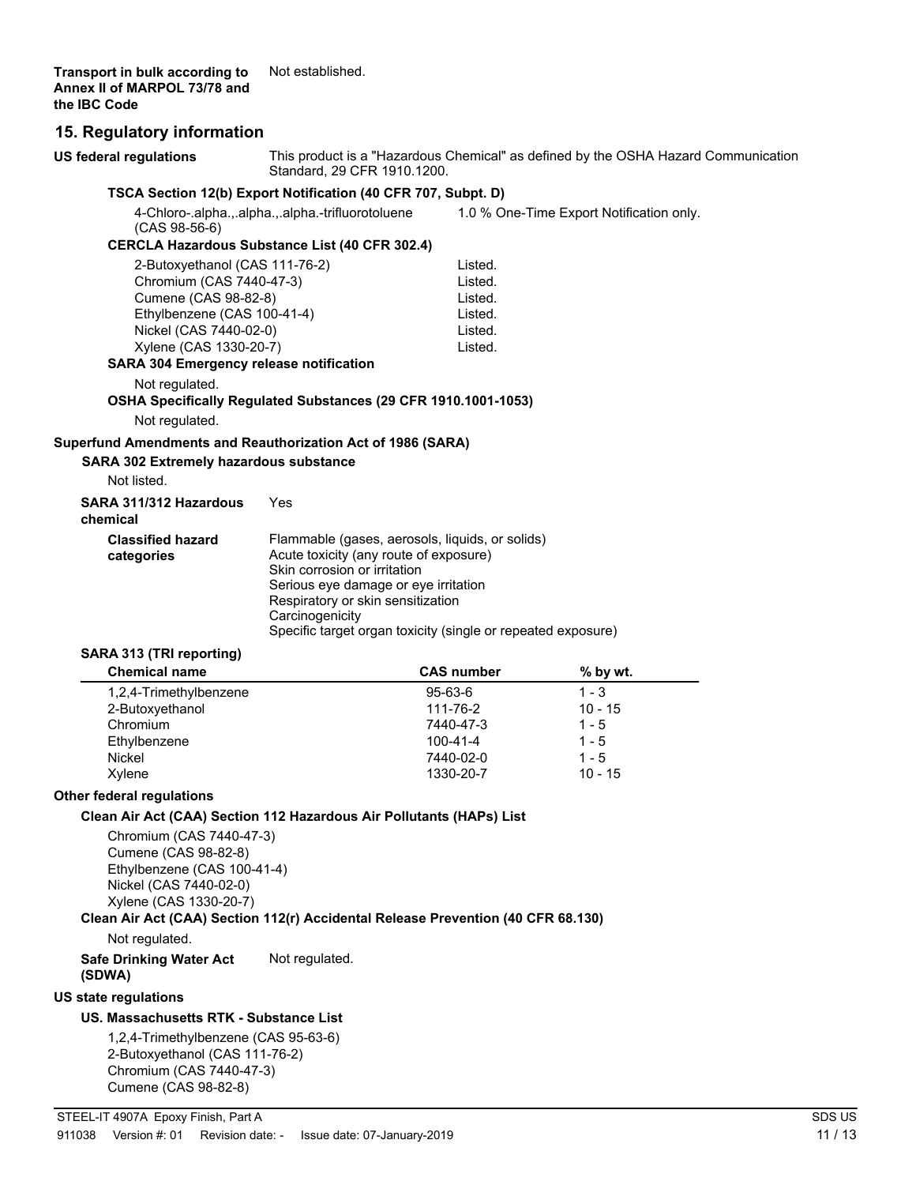**Transport in bulk according to Annex II of MARPOL 73/78 and the IBC Code** Not established.

## 15. Regulatory information

**US federal regulations** This product is a "Hazardous Chemical" as defined by the OSHA Hazard Communication Standard, 29 CFR 1910.1200.

**TSCA Section 12(b) Export Notification (40 CFR 707, Subpt. D)**

| | |
|---|---|
| 4-Chloro-.alpha.,.alpha.,.alpha.-trifluorotoluene (CAS 98-56-6) | 1.0 % One-Time Export Notification only. |

**CERCLA Hazardous Substance List (40 CFR 302.4)**

| | |
|---|---|
| 2-Butoxyethanol (CAS 111-76-2) | Listed. |
| Chromium (CAS 7440-47-3) | Listed. |
| Cumene (CAS 98-82-8) | Listed. |
| Ethylbenzene (CAS 100-41-4) | Listed. |
| Nickel (CAS 7440-02-0) | Listed. |
| Xylene (CAS 1330-20-7) | Listed. |

**SARA 304 Emergency release notification**

Not regulated.

**OSHA Specifically Regulated Substances (29 CFR 1910.1001-1053)**

Not regulated.

**Superfund Amendments and Reauthorization Act of 1986 (SARA)**

**SARA 302 Extremely hazardous substance**

Not listed.

**SARA 311/312 Hazardous chemical** Yes

**Classified hazard categories**

Flammable (gases, aerosols, liquids, or solids)
Acute toxicity (any route of exposure)
Skin corrosion or irritation
Serious eye damage or eye irritation
Respiratory or skin sensitization
Carcinogenicity
Specific target organ toxicity (single or repeated exposure)

**SARA 313 (TRI reporting)**

| Chemical name | CAS number | % by wt. |
|---|---|---|
| 1,2,4-Trimethylbenzene | 95-63-6 | 1 - 3 |
| 2-Butoxyethanol | 111-76-2 | 10 - 15 |
| Chromium | 7440-47-3 | 1 - 5 |
| Ethylbenzene | 100-41-4 | 1 - 5 |
| Nickel | 7440-02-0 | 1 - 5 |
| Xylene | 1330-20-7 | 10 - 15 |

**Other federal regulations**

**Clean Air Act (CAA) Section 112 Hazardous Air Pollutants (HAPs) List**

Chromium (CAS 7440-47-3)
Cumene (CAS 98-82-8)
Ethylbenzene (CAS 100-41-4)
Nickel (CAS 7440-02-0)
Xylene (CAS 1330-20-7)

**Clean Air Act (CAA) Section 112(r) Accidental Release Prevention (40 CFR 68.130)**

Not regulated.

**Safe Drinking Water Act (SDWA)** Not regulated.

**US state regulations**

**US. Massachusetts RTK - Substance List**

1,2,4-Trimethylbenzene (CAS 95-63-6)
2-Butoxyethanol (CAS 111-76-2)
Chromium (CAS 7440-47-3)
Cumene (CAS 98-82-8)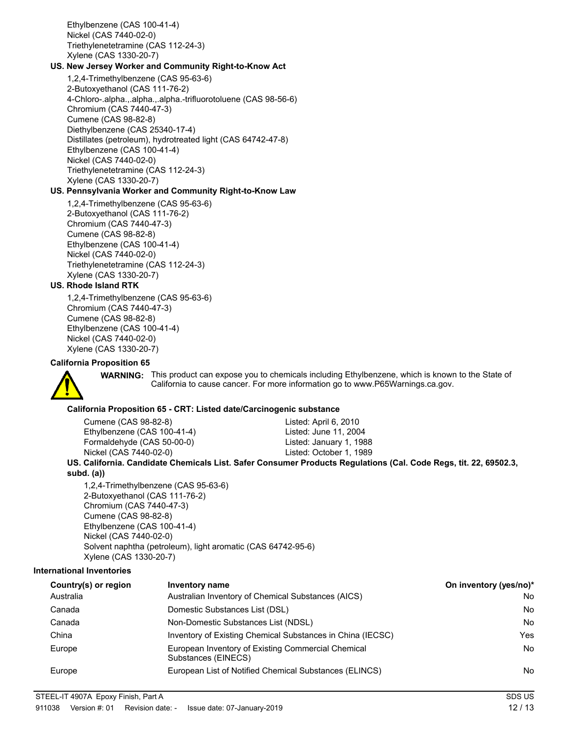Ethylbenzene (CAS 100-41-4)
Nickel (CAS 7440-02-0)
Triethylenetetramine (CAS 112-24-3)
Xylene (CAS 1330-20-7)

**US. New Jersey Worker and Community Right-to-Know Act**

1,2,4-Trimethylbenzene (CAS 95-63-6)
2-Butoxyethanol (CAS 111-76-2)
4-Chloro-.alpha.,.alpha.,.alpha.-trifluorotoluene (CAS 98-56-6)
Chromium (CAS 7440-47-3)
Cumene (CAS 98-82-8)
Diethylbenzene (CAS 25340-17-4)
Distillates (petroleum), hydrotreated light (CAS 64742-47-8)
Ethylbenzene (CAS 100-41-4)
Nickel (CAS 7440-02-0)
Triethylenetetramine (CAS 112-24-3)
Xylene (CAS 1330-20-7)

**US. Pennsylvania Worker and Community Right-to-Know Law**

1,2,4-Trimethylbenzene (CAS 95-63-6)
2-Butoxyethanol (CAS 111-76-2)
Chromium (CAS 7440-47-3)
Cumene (CAS 98-82-8)
Ethylbenzene (CAS 100-41-4)
Nickel (CAS 7440-02-0)
Triethylenetetramine (CAS 112-24-3)
Xylene (CAS 1330-20-7)

**US. Rhode Island RTK**

1,2,4-Trimethylbenzene (CAS 95-63-6)
Chromium (CAS 7440-47-3)
Cumene (CAS 98-82-8)
Ethylbenzene (CAS 100-41-4)
Nickel (CAS 7440-02-0)
Xylene (CAS 1330-20-7)

**California Proposition 65**

**WARNING:** This product can expose you to chemicals including Ethylbenzene, which is known to the State of California to cause cancer. For more information go to www.P65Warnings.ca.gov.

**California Proposition 65 - CRT: Listed date/Carcinogenic substance**

| | |
|---|---|
| Cumene (CAS 98-82-8) | Listed: April 6, 2010 |
| Ethylbenzene (CAS 100-41-4) | Listed: June 11, 2004 |
| Formaldehyde (CAS 50-00-0) | Listed: January 1, 1988 |
| Nickel (CAS 7440-02-0) | Listed: October 1, 1989 |

**US. California. Candidate Chemicals List. Safer Consumer Products Regulations (Cal. Code Regs, tit. 22, 69502.3, subd. (a))**

1,2,4-Trimethylbenzene (CAS 95-63-6)
2-Butoxyethanol (CAS 111-76-2)
Chromium (CAS 7440-47-3)
Cumene (CAS 98-82-8)
Ethylbenzene (CAS 100-41-4)
Nickel (CAS 7440-02-0)
Solvent naphtha (petroleum), light aromatic (CAS 64742-95-6)
Xylene (CAS 1330-20-7)

**International Inventories**

| Country(s) or region | Inventory name | On inventory (yes/no)* |
|---|---|---|
| Australia | Australian Inventory of Chemical Substances (AICS) | No |
| Canada | Domestic Substances List (DSL) | No |
| Canada | Non-Domestic Substances List (NDSL) | No |
| China | Inventory of Existing Chemical Substances in China (IECSC) | Yes |
| Europe | European Inventory of Existing Commercial Chemical Substances (EINECS) | No |
| Europe | European List of Notified Chemical Substances (ELINCS) | No |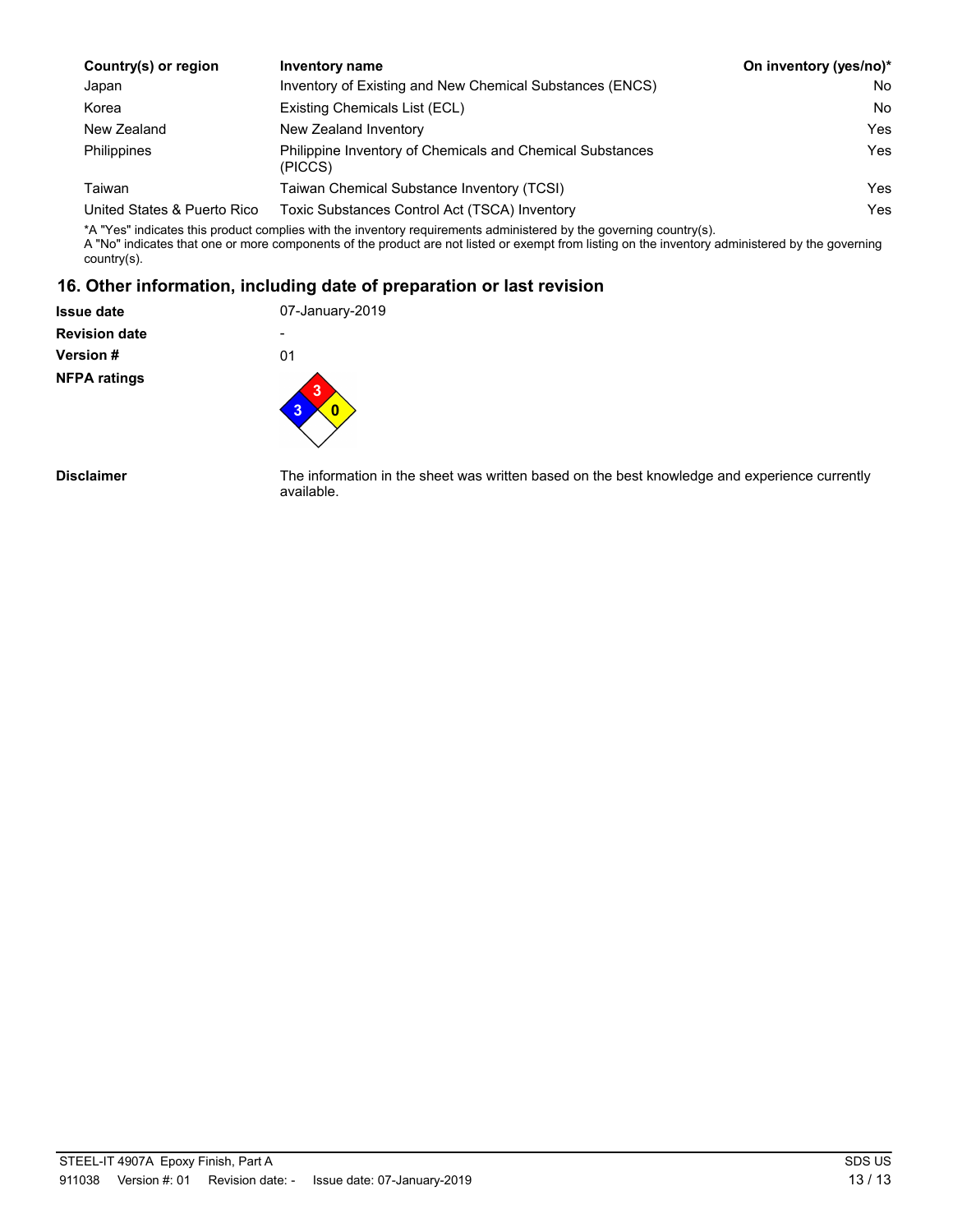| Country(s) or region | Inventory name | On inventory (yes/no)* |
|---|---|---|
| Japan | Inventory of Existing and New Chemical Substances (ENCS) | No |
| Korea | Existing Chemicals List (ECL) | No |
| New Zealand | New Zealand Inventory | Yes |
| Philippines | Philippine Inventory of Chemicals and Chemical Substances (PICCS) | Yes |
| Taiwan | Taiwan Chemical Substance Inventory (TCSI) | Yes |
| United States & Puerto Rico | Toxic Substances Control Act (TSCA) Inventory | Yes |

*A "Yes" indicates this product complies with the inventory requirements administered by the governing country(s).
A "No" indicates that one or more components of the product are not listed or exempt from listing on the inventory administered by the governing country(s).

## 16. Other information, including date of preparation or last revision

**Issue date** 07-January-2019

**Revision date** -

**Version #** 01

**NFPA ratings**

3
3
0

**Disclaimer** The information in the sheet was written based on the best knowledge and experience currently available.